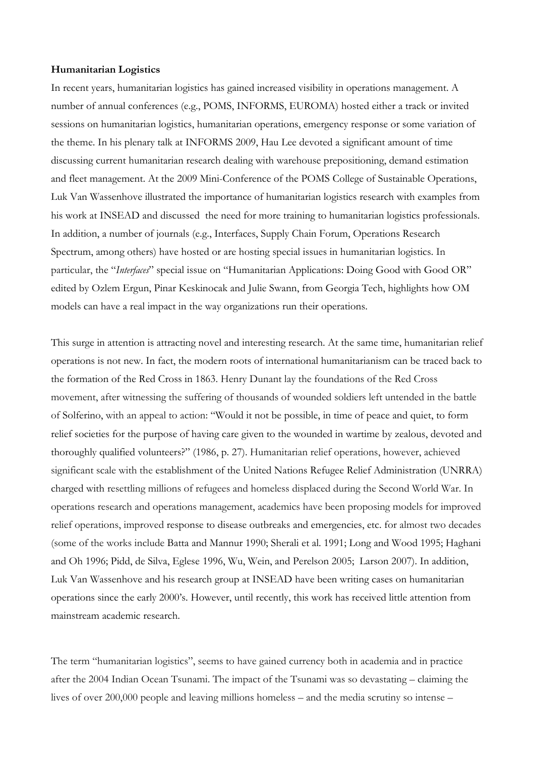**Humanitarian Logistics**

In recent years, humanitarian logistics has gained increased visibility in operations management. A number of annual conferences (e.g., POMS, INFORMS, EUROMA) hosted either a track or invited sessions on humanitarian logistics, humanitarian operations, emergency response or some variation of the theme. In his plenary talk at INFORMS 2009, Hau Lee devoted a significant amount of time discussing current humanitarian research dealing with warehouse prepositioning, demand estimation and fleet management. At the 2009 Mini-Conference of the POMS College of Sustainable Operations, Luk Van Wassenhove illustrated the importance of humanitarian logistics research with examples from his work at INSEAD and discussed the need for more training to humanitarian logistics professionals. In addition, a number of journals (e.g., Interfaces, Supply Chain Forum, Operations Research Spectrum, among others) have hosted or are hosting special issues in humanitarian logistics. In particular, the "*Interfaces*" special issue on "Humanitarian Applications: Doing Good with Good OR" edited by Ozlem Ergun, Pinar Keskinocak and Julie Swann, from Georgia Tech, highlights how OM models can have a real impact in the way organizations run their operations.

This surge in attention is attracting novel and interesting research. At the same time, humanitarian relief operations is not new. In fact, the modern roots of international humanitarianism can be traced back to the formation of the Red Cross in 1863. Henry Dunant lay the foundations of the Red Cross movement, after witnessing the suffering of thousands of wounded soldiers left untended in the battle of Solferino, with an appeal to action: "Would it not be possible, in time of peace and quiet, to form relief societies for the purpose of having care given to the wounded in wartime by zealous, devoted and thoroughly qualified volunteers?" (1986, p. 27). Humanitarian relief operations, however, achieved significant scale with the establishment of the United Nations Refugee Relief Administration (UNRRA) charged with resettling millions of refugees and homeless displaced during the Second World War. In operations research and operations management, academics have been proposing models for improved relief operations, improved response to disease outbreaks and emergencies, etc. for almost two decades (some of the works include Batta and Mannur 1990; Sherali et al. 1991; Long and Wood 1995; Haghani and Oh 1996; Pidd, de Silva, Eglese 1996, Wu, Wein, and Perelson 2005; Larson 2007). In addition, Luk Van Wassenhove and his research group at INSEAD have been writing cases on humanitarian operations since the early 2000's. However, until recently, this work has received little attention from mainstream academic research.

The term "humanitarian logistics", seems to have gained currency both in academia and in practice after the 2004 Indian Ocean Tsunami. The impact of the Tsunami was so devastating – claiming the lives of over 200,000 people and leaving millions homeless – and the media scrutiny so intense –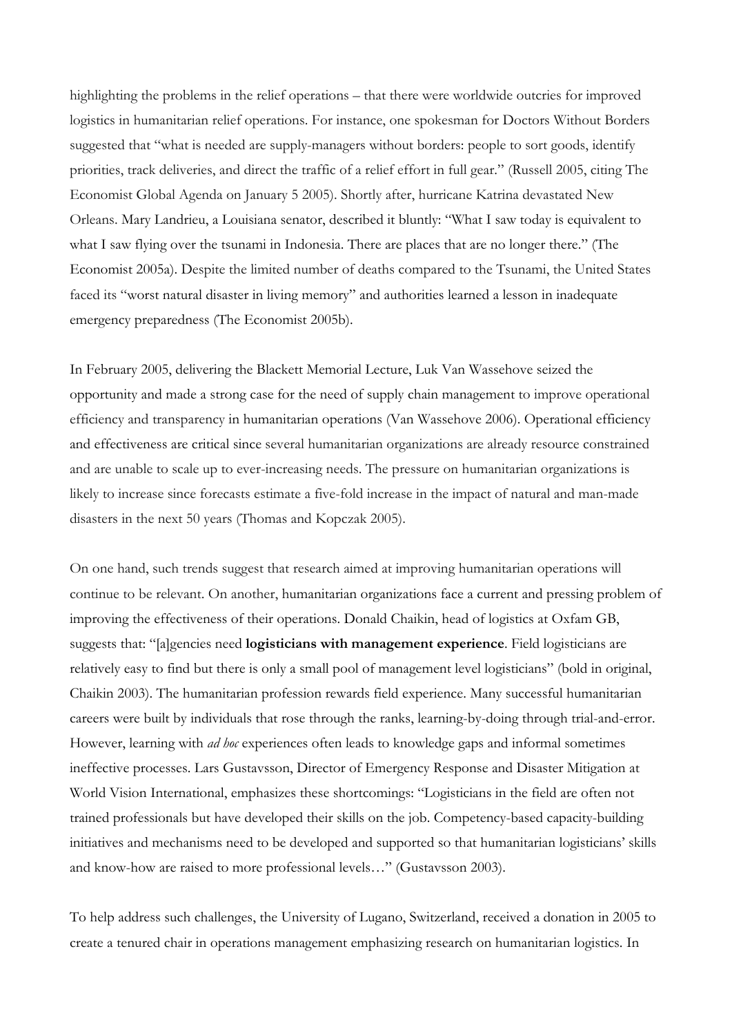highlighting the problems in the relief operations – that there were worldwide outcries for improved logistics in humanitarian relief operations. For instance, one spokesman for Doctors Without Borders suggested that "what is needed are supply-managers without borders: people to sort goods, identify priorities, track deliveries, and direct the traffic of a relief effort in full gear." (Russell 2005, citing The Economist Global Agenda on January 5 2005). Shortly after, hurricane Katrina devastated New Orleans. Mary Landrieu, a Louisiana senator, described it bluntly: "What I saw today is equivalent to what I saw flying over the tsunami in Indonesia. There are places that are no longer there." (The Economist 2005a). Despite the limited number of deaths compared to the Tsunami, the United States faced its "worst natural disaster in living memory" and authorities learned a lesson in inadequate emergency preparedness (The Economist 2005b).

In February 2005, delivering the Blackett Memorial Lecture, Luk Van Wassehove seized the opportunity and made a strong case for the need of supply chain management to improve operational efficiency and transparency in humanitarian operations (Van Wassehove 2006). Operational efficiency and effectiveness are critical since several humanitarian organizations are already resource constrained and are unable to scale up to ever-increasing needs. The pressure on humanitarian organizations is likely to increase since forecasts estimate a five-fold increase in the impact of natural and man-made disasters in the next 50 years (Thomas and Kopczak 2005).

On one hand, such trends suggest that research aimed at improving humanitarian operations will continue to be relevant. On another, humanitarian organizations face a current and pressing problem of improving the effectiveness of their operations. Donald Chaikin, head of logistics at Oxfam GB, suggests that: "[a]gencies need **logisticians with management experience**. Field logisticians are relatively easy to find but there is only a small pool of management level logisticians" (bold in original, Chaikin 2003). The humanitarian profession rewards field experience. Many successful humanitarian careers were built by individuals that rose through the ranks, learning-by-doing through trial-and-error. However, learning with *ad hoc* experiences often leads to knowledge gaps and informal sometimes ineffective processes. Lars Gustavsson, Director of Emergency Response and Disaster Mitigation at World Vision International, emphasizes these shortcomings: "Logisticians in the field are often not trained professionals but have developed their skills on the job. Competency-based capacity-building initiatives and mechanisms need to be developed and supported so that humanitarian logisticians' skills and know-how are raised to more professional levels…" (Gustavsson 2003).

To help address such challenges, the University of Lugano, Switzerland, received a donation in 2005 to create a tenured chair in operations management emphasizing research on humanitarian logistics. In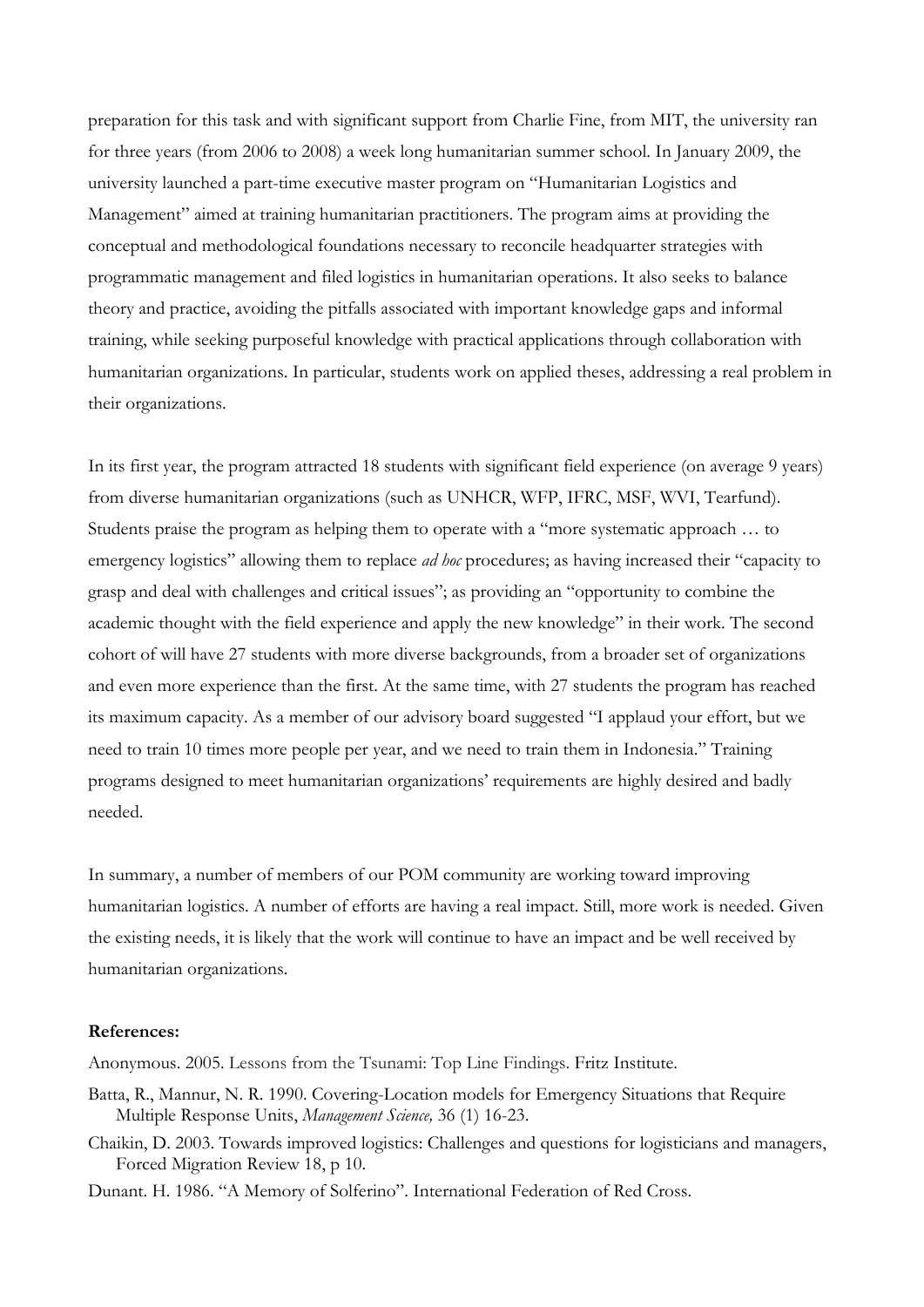preparation for this task and with significant support from Charlie Fine, from MIT, the university ran for three years (from 2006 to 2008) a week long humanitarian summer school. In January 2009, the university launched a part-time executive master program on "Humanitarian Logistics and Management" aimed at training humanitarian practitioners. The program aims at providing the conceptual and methodological foundations necessary to reconcile headquarter strategies with programmatic management and filed logistics in humanitarian operations. It also seeks to balance theory and practice, avoiding the pitfalls associated with important knowledge gaps and informal training, while seeking purposeful knowledge with practical applications through collaboration with humanitarian organizations. In particular, students work on applied theses, addressing a real problem in their organizations.

In its first year, the program attracted 18 students with significant field experience (on average 9 years) from diverse humanitarian organizations (such as UNHCR, WFP, IFRC, MSF, WVI, Tearfund). Students praise the program as helping them to operate with a "more systematic approach … to emergency logistics" allowing them to replace *ad hoc* procedures; as having increased their "capacity to grasp and deal with challenges and critical issues"; as providing an "opportunity to combine the academic thought with the field experience and apply the new knowledge" in their work. The second cohort of will have 27 students with more diverse backgrounds, from a broader set of organizations and even more experience than the first. At the same time, with 27 students the program has reached its maximum capacity. As a member of our advisory board suggested "I applaud your effort, but we need to train 10 times more people per year, and we need to train them in Indonesia." Training programs designed to meet humanitarian organizations' requirements are highly desired and badly needed.

In summary, a number of members of our POM community are working toward improving humanitarian logistics. A number of efforts are having a real impact. Still, more work is needed. Given the existing needs, it is likely that the work will continue to have an impact and be well received by humanitarian organizations.

**References:**

Anonymous. 2005. Lessons from the Tsunami: Top Line Findings. Fritz Institute.

Batta, R., Mannur, N. R. 1990. Covering-Location models for Emergency Situations that Require Multiple Response Units, *Management Science,* 36 (1) 16-23.

Chaikin, D. 2003. Towards improved logistics: Challenges and questions for logisticians and managers, Forced Migration Review 18, p 10.

Dunant. H. 1986. "A Memory of Solferino". International Federation of Red Cross.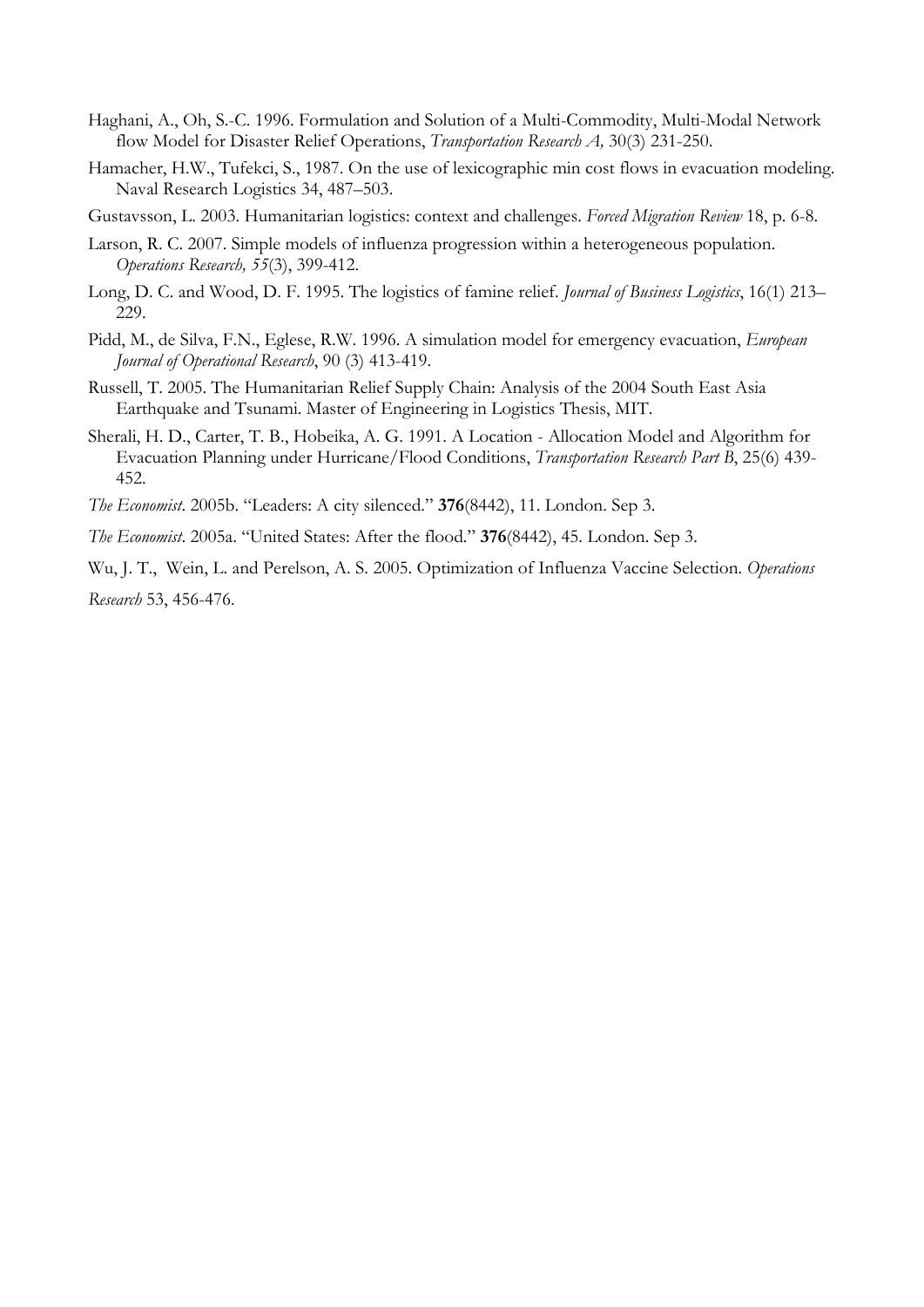Haghani, A., Oh, S.-C. 1996. Formulation and Solution of a Multi-Commodity, Multi-Modal Network flow Model for Disaster Relief Operations, *Transportation Research A,* 30(3) 231-250.

Hamacher, H.W., Tufekci, S., 1987. On the use of lexicographic min cost flows in evacuation modeling. Naval Research Logistics 34, 487–503.

Gustavsson, L. 2003. Humanitarian logistics: context and challenges. *Forced Migration Review* 18, p. 6-8.

Larson, R. C. 2007. Simple models of influenza progression within a heterogeneous population. *Operations Research, 55*(3), 399-412.

Long, D. C. and Wood, D. F. 1995. The logistics of famine relief. *Journal of Business Logistics*, 16(1) 213–229.

Pidd, M., de Silva, F.N., Eglese, R.W. 1996. A simulation model for emergency evacuation, *European Journal of Operational Research*, 90 (3) 413-419.

Russell, T. 2005. The Humanitarian Relief Supply Chain: Analysis of the 2004 South East Asia Earthquake and Tsunami. Master of Engineering in Logistics Thesis, MIT.

Sherali, H. D., Carter, T. B., Hobeika, A. G. 1991. A Location - Allocation Model and Algorithm for Evacuation Planning under Hurricane/Flood Conditions, *Transportation Research Part B*, 25(6) 439-452.

*The Economist*. 2005b. "Leaders: A city silenced." **376**(8442), 11. London. Sep 3.

*The Economist*. 2005a. "United States: After the flood." **376**(8442), 45. London. Sep 3.

Wu, J. T., Wein, L. and Perelson, A. S. 2005. Optimization of Influenza Vaccine Selection. *Operations Research* 53, 456-476.